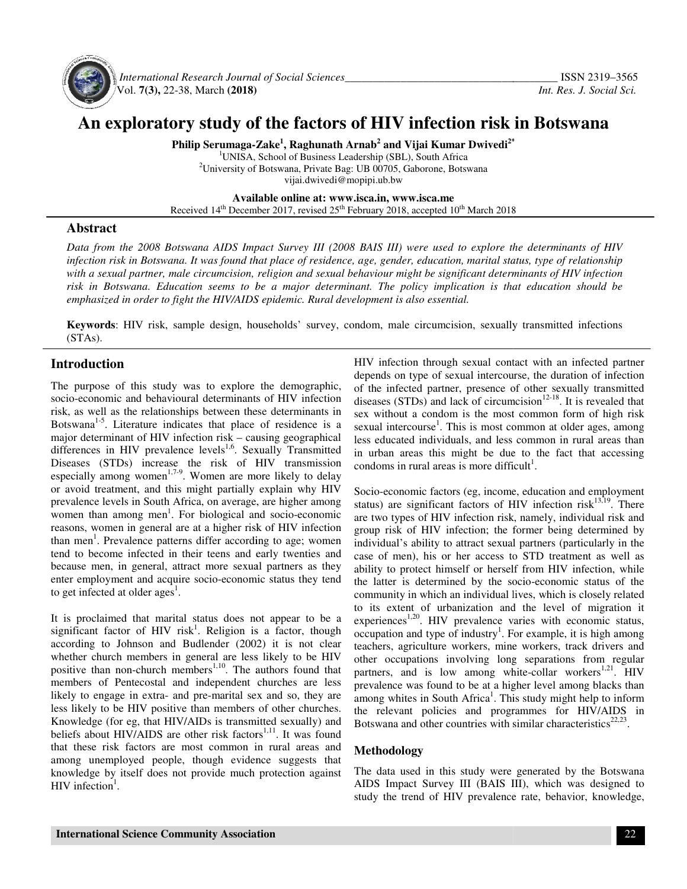# An exploratory study of the factors of HIV infection risk in Botswana

**Philip Serumaga-Zake[1], Raghunath Arnab[2] and Vijai Kumar Dwivedi[2*]**

[1]UNISA, School of Business Leadership (SBL), South Africa
[2]University of Botswana, Private Bag: UB 00705, Gaborone, Botswana
vijai.dwivedi@mopipi.ub.bw

**Available online at: www.isca.in, www.isca.me**
Received 14th December 2017, revised 25th February 2018, accepted 10th March 2018

## Abstract

*Data from the 2008 Botswana AIDS Impact Survey III (2008 BAIS III) were used to explore the determinants of HIV infection risk in Botswana. It was found that place of residence, age, gender, education, marital status, type of relationship with a sexual partner, male circumcision, religion and sexual behaviour might be significant determinants of HIV infection risk in Botswana. Education seems to be a major determinant. The policy implication is that education should be emphasized in order to fight the HIV/AIDS epidemic. Rural development is also essential.*

**Keywords**: HIV risk, sample design, households' survey, condom, male circumcision, sexually transmitted infections (STAs).

## Introduction

The purpose of this study was to explore the demographic, socio-economic and behavioural determinants of HIV infection risk, as well as the relationships between these determinants in Botswana[1-5]. Literature indicates that place of residence is a major determinant of HIV infection risk – causing geographical differences in HIV prevalence levels[1,6]. Sexually Transmitted Diseases (STDs) increase the risk of HIV transmission especially among women[1,7-9]. Women are more likely to delay or avoid treatment, and this might partially explain why HIV prevalence levels in South Africa, on average, are higher among women than among men[1]. For biological and socio-economic reasons, women in general are at a higher risk of HIV infection than men[1]. Prevalence patterns differ according to age; women tend to become infected in their teens and early twenties and because men, in general, attract more sexual partners as they enter employment and acquire socio-economic status they tend to get infected at older ages[1].

It is proclaimed that marital status does not appear to be a significant factor of HIV risk[1]. Religion is a factor, though according to Johnson and Budlender (2002) it is not clear whether church members in general are less likely to be HIV positive than non-church members[1,10]. The authors found that members of Pentecostal and independent churches are less likely to engage in extra- and pre-marital sex and so, they are less likely to be HIV positive than members of other churches. Knowledge (for eg, that HIV/AIDs is transmitted sexually) and beliefs about HIV/AIDS are other risk factors[1,11]. It was found that these risk factors are most common in rural areas and among unemployed people, though evidence suggests that knowledge by itself does not provide much protection against HIV infection[1].

HIV infection through sexual contact with an infected partner depends on type of sexual intercourse, the duration of infection of the infected partner, presence of other sexually transmitted diseases (STDs) and lack of circumcision[12-18]. It is revealed that sex without a condom is the most common form of high risk sexual intercourse[1]. This is most common at older ages, among less educated individuals, and less common in rural areas than in urban areas this might be due to the fact that accessing condoms in rural areas is more difficult[1].

Socio-economic factors (eg, income, education and employment status) are significant factors of HIV infection risk[13,19]. There are two types of HIV infection risk, namely, individual risk and group risk of HIV infection; the former being determined by individual's ability to attract sexual partners (particularly in the case of men), his or her access to STD treatment as well as ability to protect himself or herself from HIV infection, while the latter is determined by the socio-economic status of the community in which an individual lives, which is closely related to its extent of urbanization and the level of migration it experiences[1,20]. HIV prevalence varies with economic status, occupation and type of industry[1]. For example, it is high among teachers, agriculture workers, mine workers, track drivers and other occupations involving long separations from regular partners, and is low among white-collar workers[1,21]. HIV prevalence was found to be at a higher level among blacks than among whites in South Africa[1]. This study might help to inform the relevant policies and programmes for HIV/AIDS in Botswana and other countries with similar characteristics[22,23].

## Methodology

The data used in this study were generated by the Botswana AIDS Impact Survey III (BAIS III), which was designed to study the trend of HIV prevalence rate, behavior, knowledge,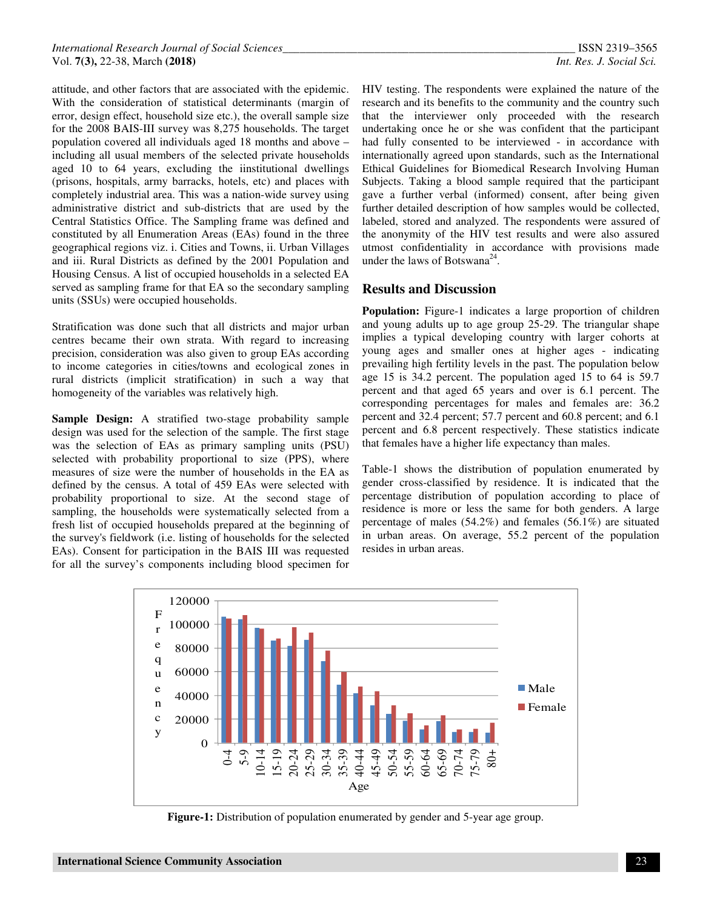attitude, and other factors that are associated with the epidemic. With the consideration of statistical determinants (margin of error, design effect, household size etc.), the overall sample size for the 2008 BAIS-III survey was 8,275 households. The target population covered all individuals aged 18 months and above – including all usual members of the selected private households aged 10 to 64 years, excluding the iinstitutional dwellings (prisons, hospitals, army barracks, hotels, etc) and places with completely industrial area. This was a nation-wide survey using administrative district and sub-districts that are used by the Central Statistics Office. The Sampling frame was defined and constituted by all Enumeration Areas (EAs) found in the three geographical regions viz. i. Cities and Towns, ii. Urban Villages and iii. Rural Districts as defined by the 2001 Population and Housing Census. A list of occupied households in a selected EA served as sampling frame for that EA so the secondary sampling units (SSUs) were occupied households.

Stratification was done such that all districts and major urban centres became their own strata. With regard to increasing precision, consideration was also given to group EAs according to income categories in cities/towns and ecological zones in rural districts (implicit stratification) in such a way that homogeneity of the variables was relatively high.

**Sample Design:** A stratified two-stage probability sample design was used for the selection of the sample. The first stage was the selection of EAs as primary sampling units (PSU) selected with probability proportional to size (PPS), where measures of size were the number of households in the EA as defined by the census. A total of 459 EAs were selected with probability proportional to size. At the second stage of sampling, the households were systematically selected from a fresh list of occupied households prepared at the beginning of the survey's fieldwork (i.e. listing of households for the selected EAs). Consent for participation in the BAIS III was requested for all the survey's components including blood specimen for HIV testing. The respondents were explained the nature of the research and its benefits to the community and the country such that the interviewer only proceeded with the research undertaking once he or she was confident that the participant had fully consented to be interviewed - in accordance with internationally agreed upon standards, such as the International Ethical Guidelines for Biomedical Research Involving Human Subjects. Taking a blood sample required that the participant gave a further verbal (informed) consent, after being given further detailed description of how samples would be collected, labeled, stored and analyzed. The respondents were assured of the anonymity of the HIV test results and were also assured utmost confidentiality in accordance with provisions made under the laws of Botswana[24].

## Results and Discussion

**Population:** Figure-1 indicates a large proportion of children and young adults up to age group 25-29. The triangular shape implies a typical developing country with larger cohorts at young ages and smaller ones at higher ages - indicating prevailing high fertility levels in the past. The population below age 15 is 34.2 percent. The population aged 15 to 64 is 59.7 percent and that aged 65 years and over is 6.1 percent. The corresponding percentages for males and females are: 36.2 percent and 32.4 percent; 57.7 percent and 60.8 percent; and 6.1 percent and 6.8 percent respectively. These statistics indicate that females have a higher life expectancy than males.

Table-1 shows the distribution of population enumerated by gender cross-classified by residence. It is indicated that the percentage distribution of population according to place of residence is more or less the same for both genders. A large percentage of males (54.2%) and females (56.1%) are situated in urban areas. On average, 55.2 percent of the population resides in urban areas.

**Figure-1:** Distribution of population enumerated by gender and 5-year age group.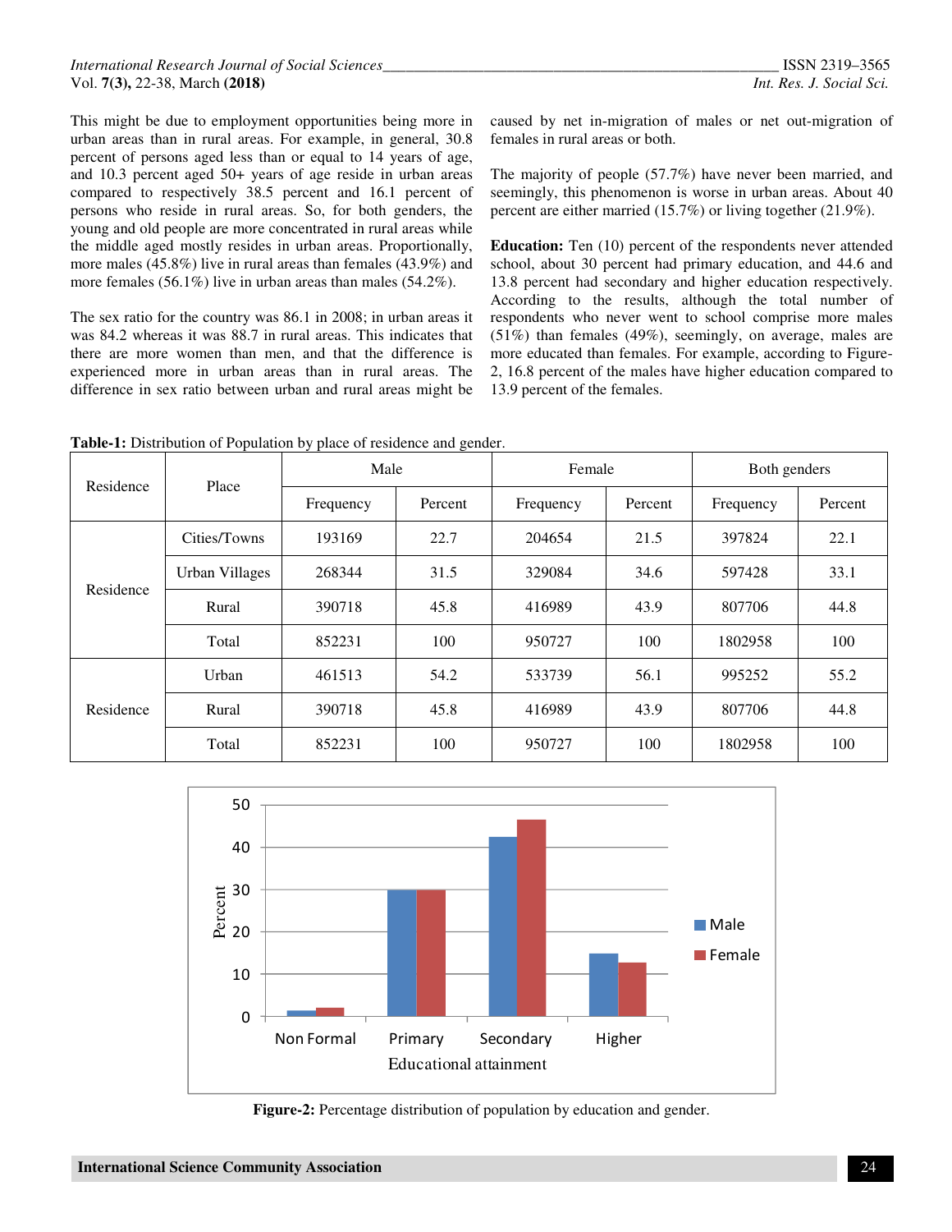This might be due to employment opportunities being more in urban areas than in rural areas. For example, in general, 30.8 percent of persons aged less than or equal to 14 years of age, and 10.3 percent aged 50+ years of age reside in urban areas compared to respectively 38.5 percent and 16.1 percent of persons who reside in rural areas. So, for both genders, the young and old people are more concentrated in rural areas while the middle aged mostly resides in urban areas. Proportionally, more males (45.8%) live in rural areas than females (43.9%) and more females (56.1%) live in urban areas than males (54.2%).

The sex ratio for the country was 86.1 in 2008; in urban areas it was 84.2 whereas it was 88.7 in rural areas. This indicates that there are more women than men, and that the difference is experienced more in urban areas than in rural areas. The difference in sex ratio between urban and rural areas might be caused by net in-migration of males or net out-migration of females in rural areas or both.

The majority of people (57.7%) have never been married, and seemingly, this phenomenon is worse in urban areas. About 40 percent are either married (15.7%) or living together (21.9%).

**Education:** Ten (10) percent of the respondents never attended school, about 30 percent had primary education, and 44.6 and 13.8 percent had secondary and higher education respectively. According to the results, although the total number of respondents who never went to school comprise more males (51%) than females (49%), seemingly, on average, males are more educated than females. For example, according to Figure-2, 16.8 percent of the males have higher education compared to 13.9 percent of the females.

**Table-1:** Distribution of Population by place of residence and gender.

| Residence | Place | Male | | Female | | Both genders | |
|---|---|---|---|---|---|---|---|
| | | Frequency | Percent | Frequency | Percent | Frequency | Percent |
| Residence | Cities/Towns | 193169 | 22.7 | 204654 | 21.5 | 397824 | 22.1 |
| | Urban Villages | 268344 | 31.5 | 329084 | 34.6 | 597428 | 33.1 |
| | Rural | 390718 | 45.8 | 416989 | 43.9 | 807706 | 44.8 |
| | Total | 852231 | 100 | 950727 | 100 | 1802958 | 100 |
| Residence | Urban | 461513 | 54.2 | 533739 | 56.1 | 995252 | 55.2 |
| | Rural | 390718 | 45.8 | 416989 | 43.9 | 807706 | 44.8 |
| | Total | 852231 | 100 | 950727 | 100 | 1802958 | 100 |

**Figure-2:** Percentage distribution of population by education and gender.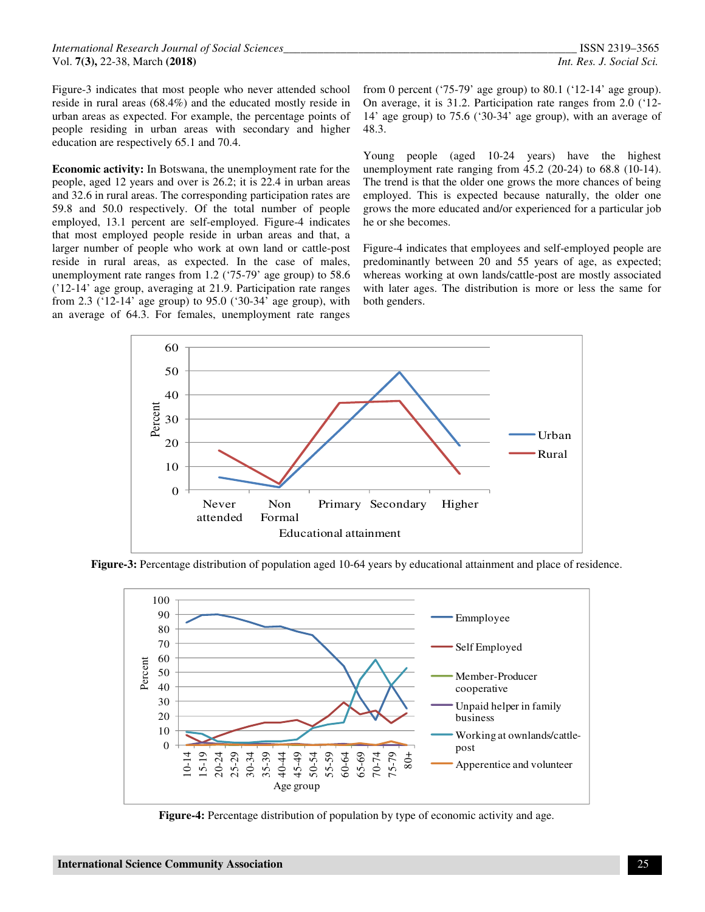Figure-3 indicates that most people who never attended school reside in rural areas (68.4%) and the educated mostly reside in urban areas as expected. For example, the percentage points of people residing in urban areas with secondary and higher education are respectively 65.1 and 70.4.

**Economic activity:** In Botswana, the unemployment rate for the people, aged 12 years and over is 26.2; it is 22.4 in urban areas and 32.6 in rural areas. The corresponding participation rates are 59.8 and 50.0 respectively. Of the total number of people employed, 13.1 percent are self-employed. Figure-4 indicates that most employed people reside in urban areas and that, a larger number of people who work at own land or cattle-post reside in rural areas, as expected. In the case of males, unemployment rate ranges from 1.2 ('75-79' age group) to 58.6 ('12-14' age group, averaging at 21.9. Participation rate ranges from 2.3 ('12-14' age group) to 95.0 ('30-34' age group), with an average of 64.3. For females, unemployment rate ranges from 0 percent ('75-79' age group) to 80.1 ('12-14' age group). On average, it is 31.2. Participation rate ranges from 2.0 ('12-14' age group) to 75.6 ('30-34' age group), with an average of 48.3.

Young people (aged 10-24 years) have the highest unemployment rate ranging from 45.2 (20-24) to 68.8 (10-14). The trend is that the older one grows the more chances of being employed. This is expected because naturally, the older one grows the more educated and/or experienced for a particular job he or she becomes.

Figure-4 indicates that employees and self-employed people are predominantly between 20 and 55 years of age, as expected; whereas working at own lands/cattle-post are mostly associated with later ages. The distribution is more or less the same for both genders.

**Figure-3:** Percentage distribution of population aged 10-64 years by educational attainment and place of residence.

**Figure-4:** Percentage distribution of population by type of economic activity and age.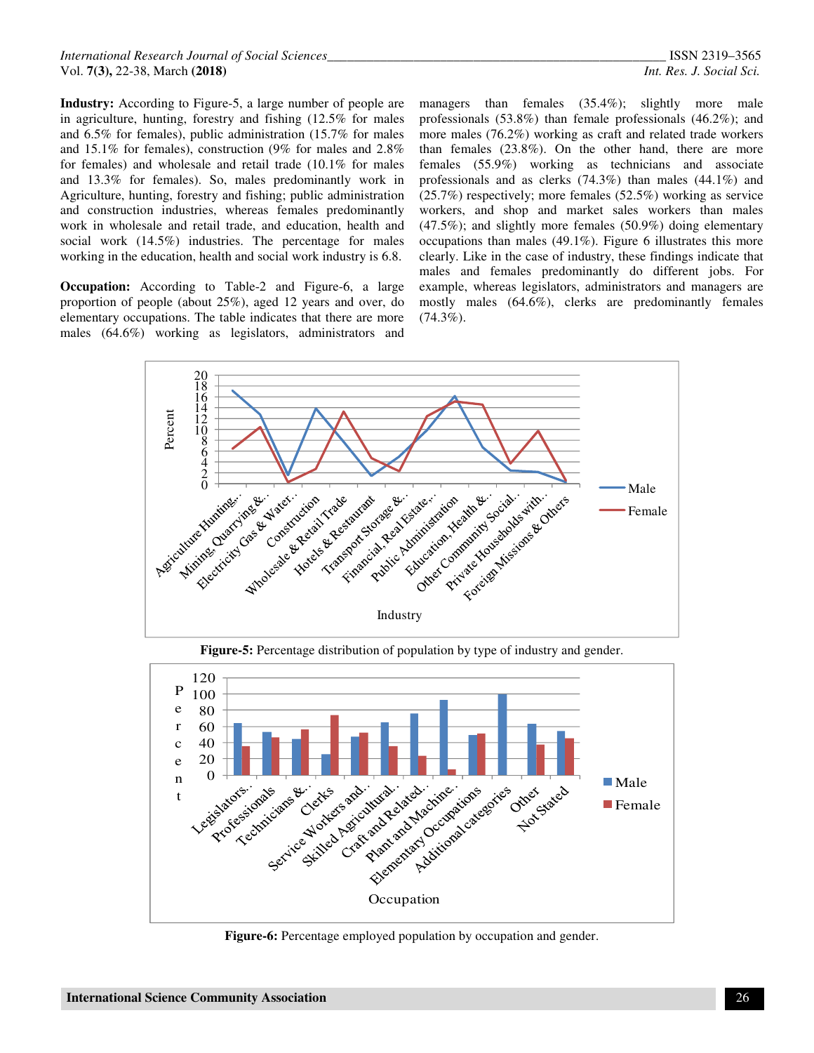**Industry:** According to Figure-5, a large number of people are in agriculture, hunting, forestry and fishing (12.5% for males and 6.5% for females), public administration (15.7% for males and 15.1% for females), construction (9% for males and 2.8% for females) and wholesale and retail trade (10.1% for males and 13.3% for females). So, males predominantly work in Agriculture, hunting, forestry and fishing; public administration and construction industries, whereas females predominantly work in wholesale and retail trade, and education, health and social work (14.5%) industries. The percentage for males working in the education, health and social work industry is 6.8.

**Occupation:** According to Table-2 and Figure-6, a large proportion of people (about 25%), aged 12 years and over, do elementary occupations. The table indicates that there are more males (64.6%) working as legislators, administrators and managers than females (35.4%); slightly more male professionals (53.8%) than female professionals (46.2%); and more males (76.2%) working as craft and related trade workers than females (23.8%). On the other hand, there are more females (55.9%) working as technicians and associate professionals and as clerks (74.3%) than males (44.1%) and (25.7%) respectively; more females (52.5%) working as service workers, and shop and market sales workers than males (47.5%); and slightly more females (50.9%) doing elementary occupations than males (49.1%). Figure 6 illustrates this more clearly. Like in the case of industry, these findings indicate that males and females predominantly do different jobs. For example, whereas legislators, administrators and managers are mostly males (64.6%), clerks are predominantly females (74.3%).

**Figure-5:** Percentage distribution of population by type of industry and gender.

**Figure-6:** Percentage employed population by occupation and gender.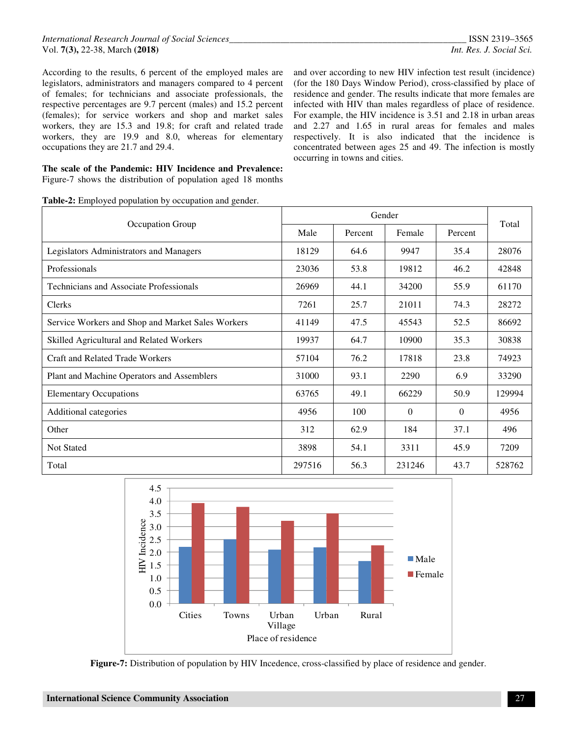According to the results, 6 percent of the employed males are legislators, administrators and managers compared to 4 percent of females; for technicians and associate professionals, the respective percentages are 9.7 percent (males) and 15.2 percent (females); for service workers and shop and market sales workers, they are 15.3 and 19.8; for craft and related trade workers, they are 19.9 and 8.0, whereas for elementary occupations they are 21.7 and 29.4.

**The scale of the Pandemic: HIV Incidence and Prevalence:** Figure-7 shows the distribution of population aged 18 months and over according to new HIV infection test result (incidence) (for the 180 Days Window Period), cross-classified by place of residence and gender. The results indicate that more females are infected with HIV than males regardless of place of residence. For example, the HIV incidence is 3.51 and 2.18 in urban areas and 2.27 and 1.65 in rural areas for females and males respectively. It is also indicated that the incidence is concentrated between ages 25 and 49. The infection is mostly occurring in towns and cities.

**Table-2:** Employed population by occupation and gender.

| Occupation Group | Gender | | | | Total |
|---|---|---|---|---|---|
| | Male | Percent | Female | Percent | |
| Legislators Administrators and Managers | 18129 | 64.6 | 9947 | 35.4 | 28076 |
| Professionals | 23036 | 53.8 | 19812 | 46.2 | 42848 |
| Technicians and Associate Professionals | 26969 | 44.1 | 34200 | 55.9 | 61170 |
| Clerks | 7261 | 25.7 | 21011 | 74.3 | 28272 |
| Service Workers and Shop and Market Sales Workers | 41149 | 47.5 | 45543 | 52.5 | 86692 |
| Skilled Agricultural and Related Workers | 19937 | 64.7 | 10900 | 35.3 | 30838 |
| Craft and Related Trade Workers | 57104 | 76.2 | 17818 | 23.8 | 74923 |
| Plant and Machine Operators and Assemblers | 31000 | 93.1 | 2290 | 6.9 | 33290 |
| Elementary Occupations | 63765 | 49.1 | 66229 | 50.9 | 129994 |
| Additional categories | 4956 | 100 | 0 | 0 | 4956 |
| Other | 312 | 62.9 | 184 | 37.1 | 496 |
| Not Stated | 3898 | 54.1 | 3311 | 45.9 | 7209 |
| Total | 297516 | 56.3 | 231246 | 43.7 | 528762 |

**Figure-7:** Distribution of population by HIV Incedence, cross-classified by place of residence and gender.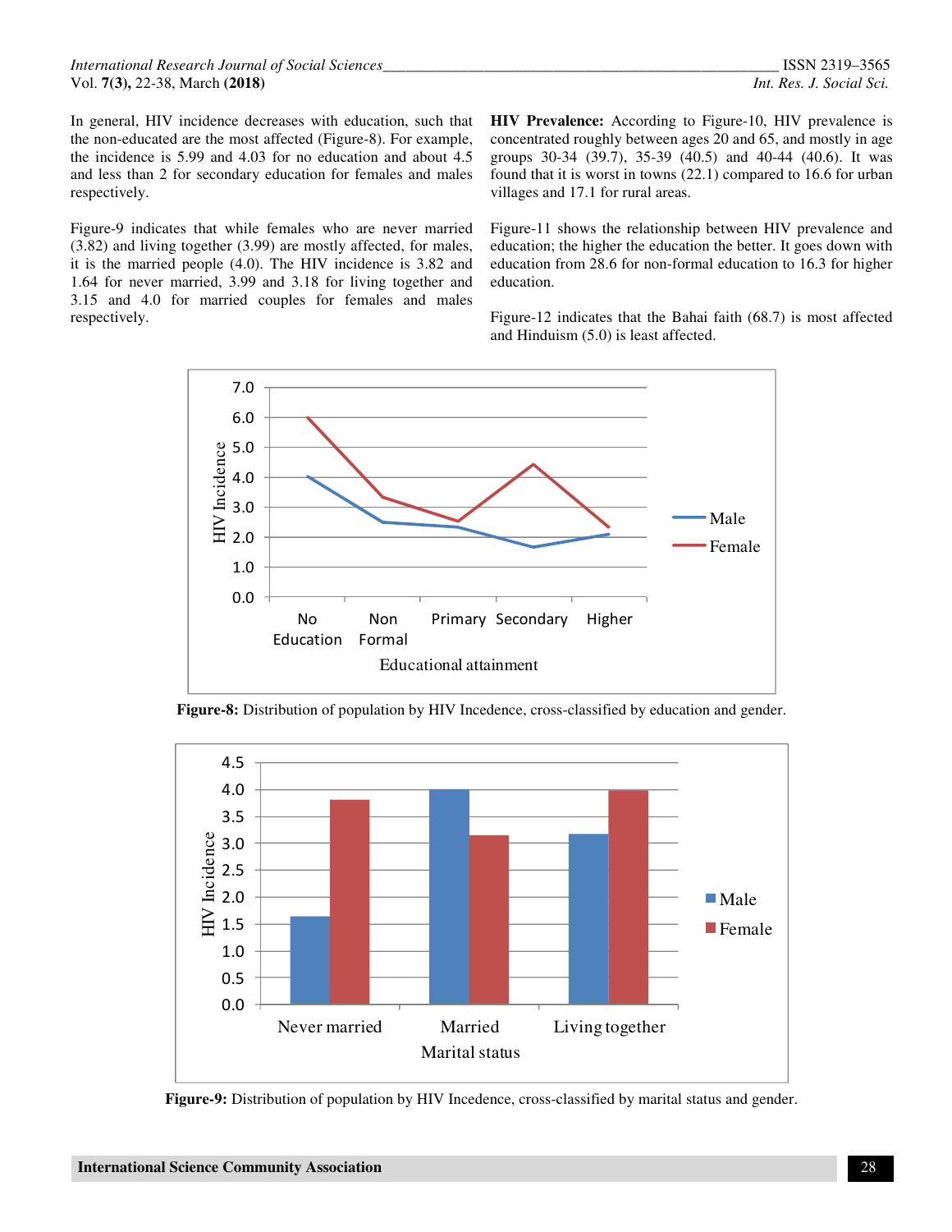In general, HIV incidence decreases with education, such that the non-educated are the most affected (Figure-8). For example, the incidence is 5.99 and 4.03 for no education and about 4.5 and less than 2 for secondary education for females and males respectively.

Figure-9 indicates that while females who are never married (3.82) and living together (3.99) are mostly affected, for males, it is the married people (4.0). The HIV incidence is 3.82 and 1.64 for never married, 3.99 and 3.18 for living together and 3.15 and 4.0 for married couples for females and males respectively.

**HIV Prevalence:** According to Figure-10, HIV prevalence is concentrated roughly between ages 20 and 65, and mostly in age groups 30-34 (39.7), 35-39 (40.5) and 40-44 (40.6). It was found that it is worst in towns (22.1) compared to 16.6 for urban villages and 17.1 for rural areas.

Figure-11 shows the relationship between HIV prevalence and education; the higher the education the better. It goes down with education from 28.6 for non-formal education to 16.3 for higher education.

Figure-12 indicates that the Bahai faith (68.7) is most affected and Hinduism (5.0) is least affected.

**Figure-8:** Distribution of population by HIV Incedence, cross-classified by education and gender.

**Figure-9:** Distribution of population by HIV Incedence, cross-classified by marital status and gender.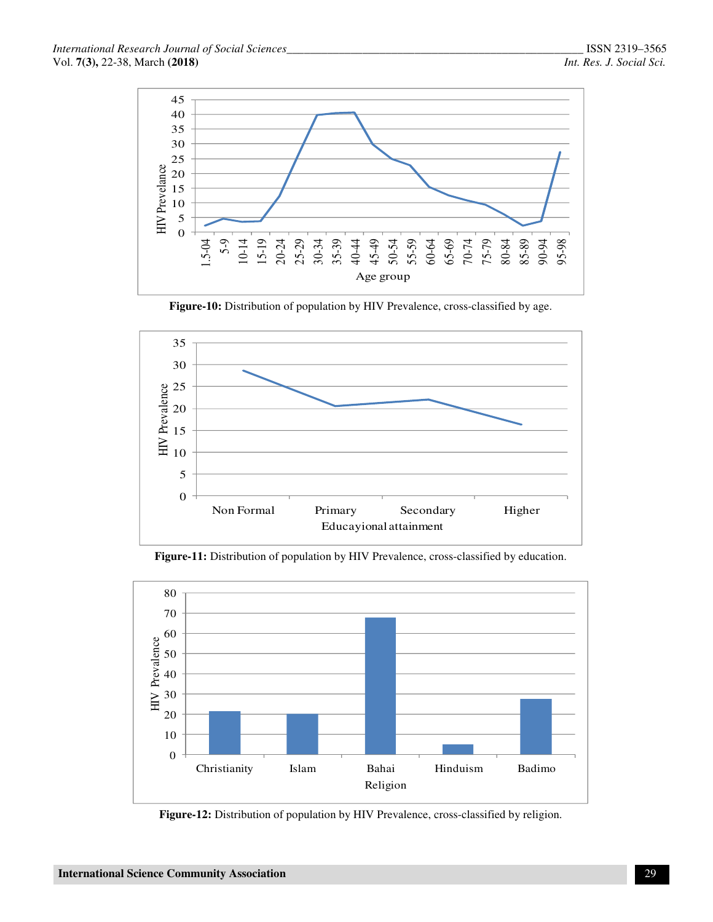Figure-10: Distribution of population by HIV Prevalence, cross-classified by age.

Figure-11: Distribution of population by HIV Prevalence, cross-classified by education.

Figure-12: Distribution of population by HIV Prevalence, cross-classified by religion.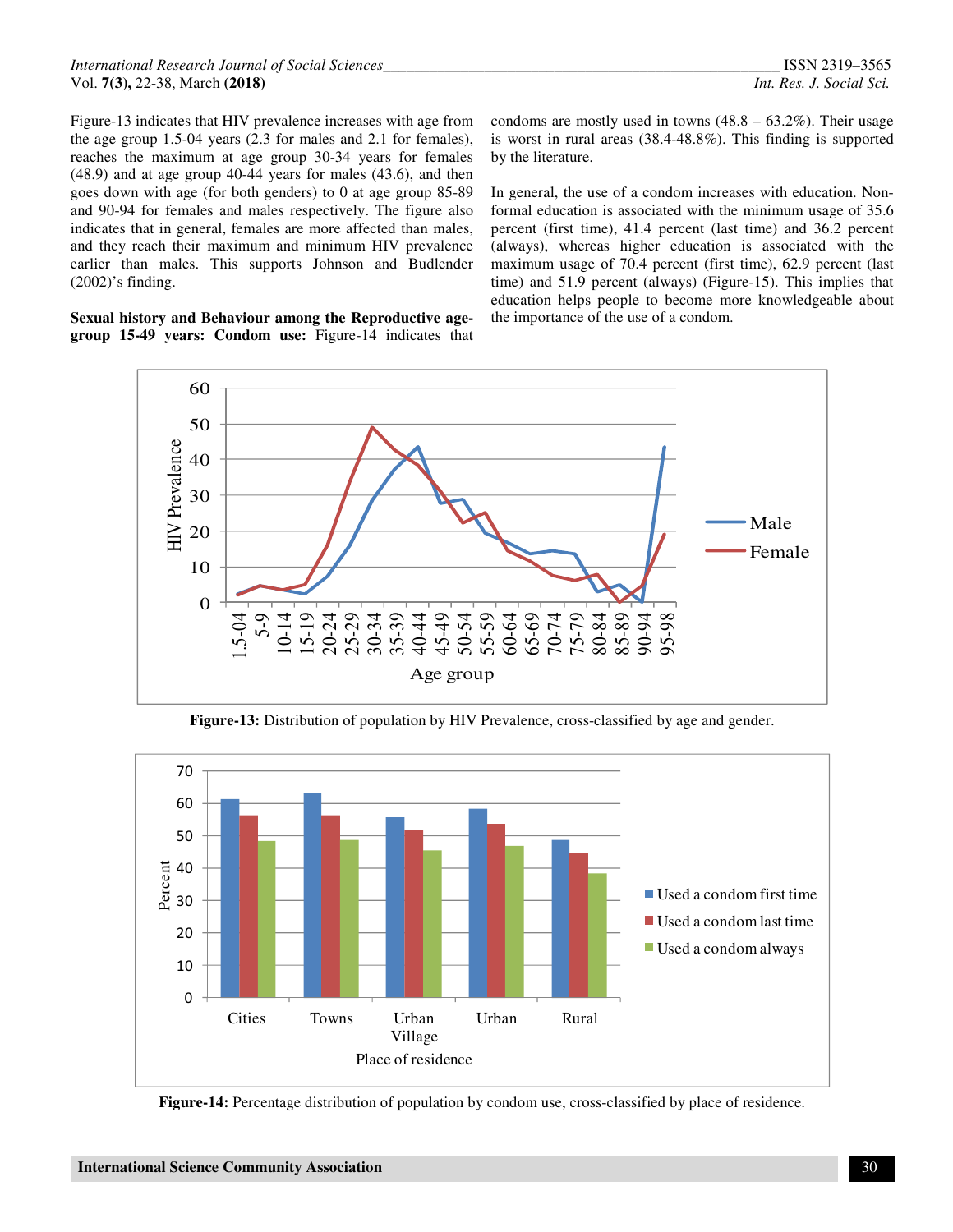Figure-13 indicates that HIV prevalence increases with age from the age group 1.5-04 years (2.3 for males and 2.1 for females), reaches the maximum at age group 30-34 years for females (48.9) and at age group 40-44 years for males (43.6), and then goes down with age (for both genders) to 0 at age group 85-89 and 90-94 for females and males respectively. The figure also indicates that in general, females are more affected than males, and they reach their maximum and minimum HIV prevalence earlier than males. This supports Johnson and Budlender (2002)'s finding.

**Sexual history and Behaviour among the Reproductive age-group 15-49 years: Condom use:** Figure-14 indicates that condoms are mostly used in towns (48.8 – 63.2%). Their usage is worst in rural areas (38.4-48.8%). This finding is supported by the literature.

In general, the use of a condom increases with education. Non-formal education is associated with the minimum usage of 35.6 percent (first time), 41.4 percent (last time) and 36.2 percent (always), whereas higher education is associated with the maximum usage of 70.4 percent (first time), 62.9 percent (last time) and 51.9 percent (always) (Figure-15). This implies that education helps people to become more knowledgeable about the importance of the use of a condom.

**Figure-13:** Distribution of population by HIV Prevalence, cross-classified by age and gender.

**Figure-14:** Percentage distribution of population by condom use, cross-classified by place of residence.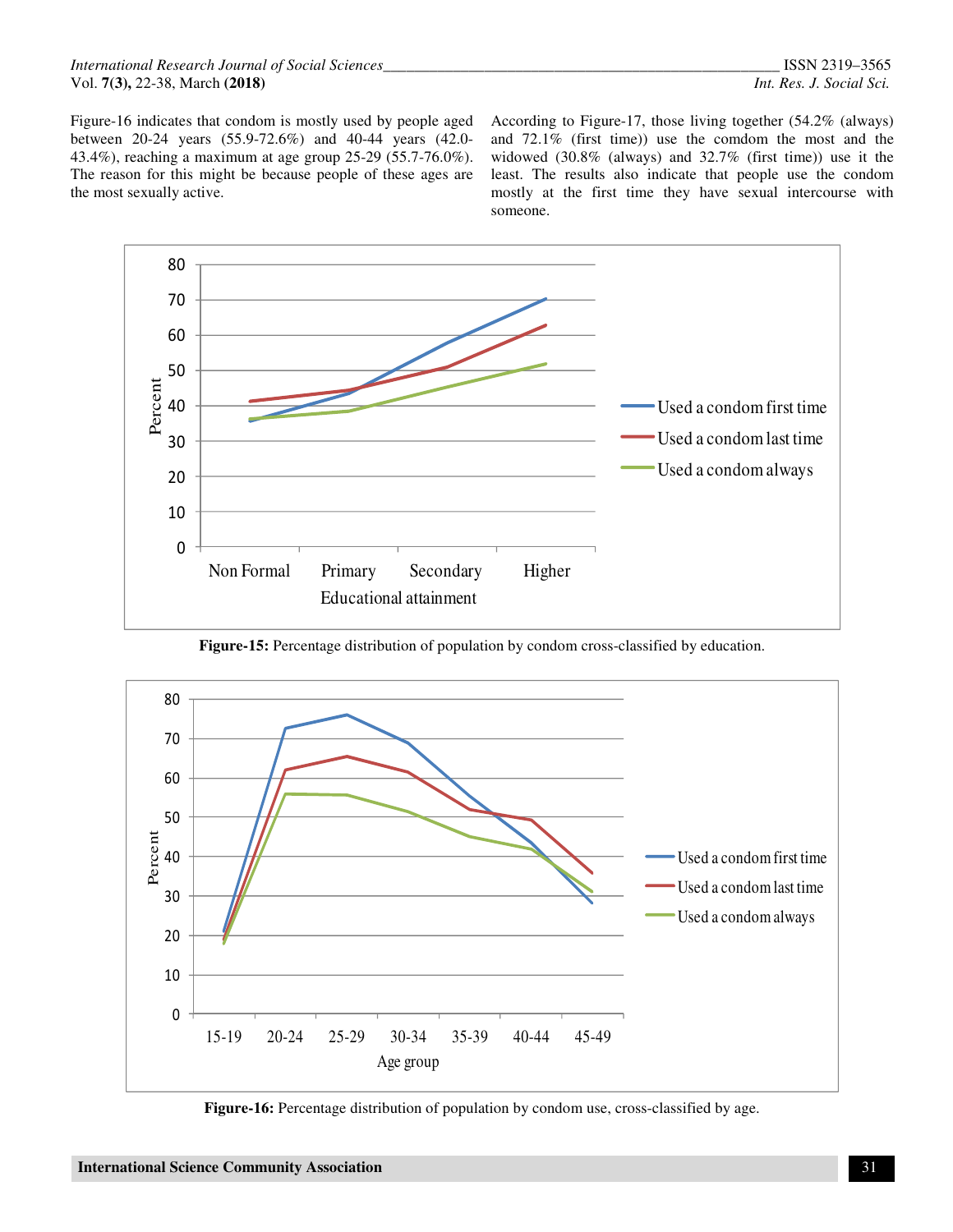Figure-16 indicates that condom is mostly used by people aged between 20-24 years (55.9-72.6%) and 40-44 years (42.0-43.4%), reaching a maximum at age group 25-29 (55.7-76.0%). The reason for this might be because people of these ages are the most sexually active.

According to Figure-17, those living together (54.2% (always) and 72.1% (first time)) use the comdom the most and the widowed (30.8% (always) and 32.7% (first time)) use it the least. The results also indicate that people use the condom mostly at the first time they have sexual intercourse with someone.

**Figure-15:** Percentage distribution of population by condom cross-classified by education.

**Figure-16:** Percentage distribution of population by condom use, cross-classified by age.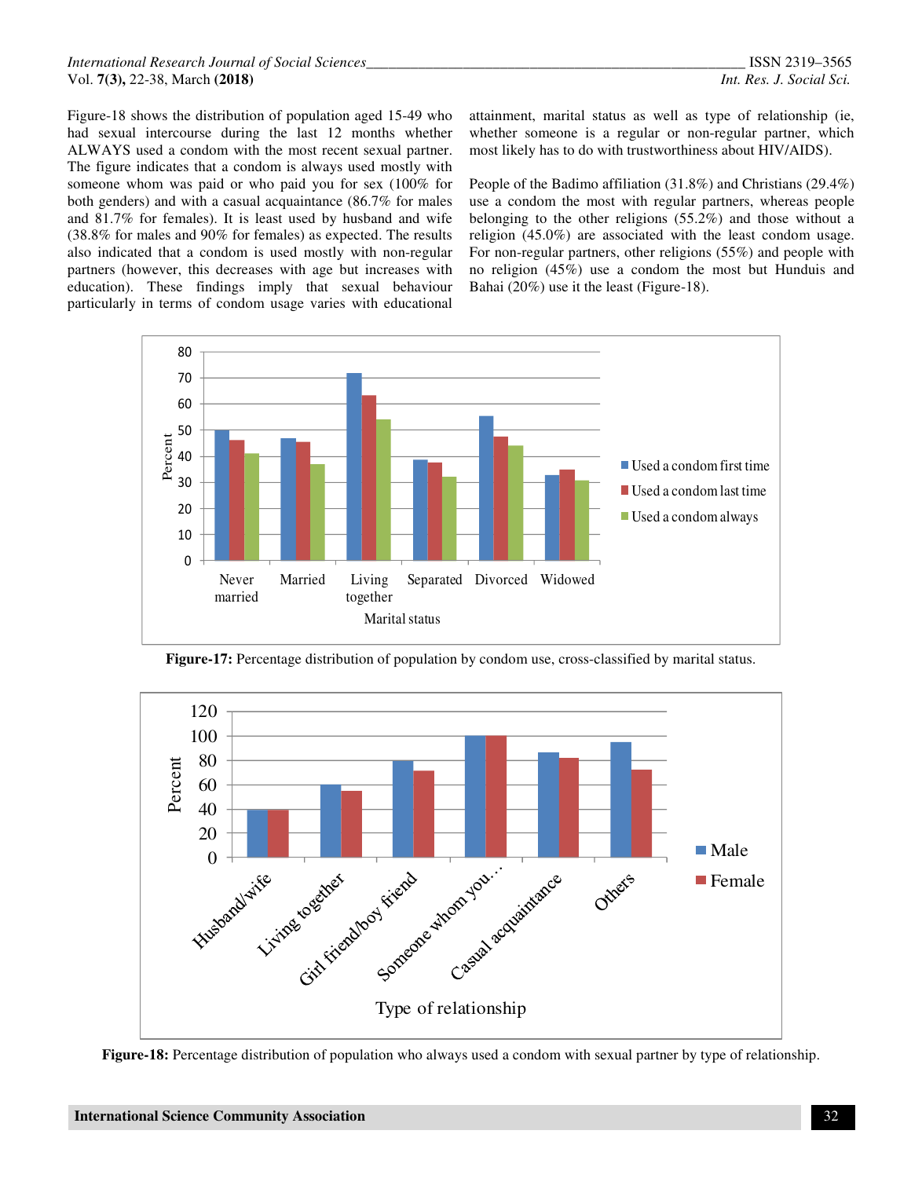Figure-18 shows the distribution of population aged 15-49 who had sexual intercourse during the last 12 months whether ALWAYS used a condom with the most recent sexual partner. The figure indicates that a condom is always used mostly with someone whom was paid or who paid you for sex (100% for both genders) and with a casual acquaintance (86.7% for males and 81.7% for females). It is least used by husband and wife (38.8% for males and 90% for females) as expected. The results also indicated that a condom is used mostly with non-regular partners (however, this decreases with age but increases with education). These findings imply that sexual behaviour particularly in terms of condom usage varies with educational attainment, marital status as well as type of relationship (ie, whether someone is a regular or non-regular partner, which most likely has to do with trustworthiness about HIV/AIDS).

People of the Badimo affiliation (31.8%) and Christians (29.4%) use a condom the most with regular partners, whereas people belonging to the other religions (55.2%) and those without a religion (45.0%) are associated with the least condom usage. For non-regular partners, other religions (55%) and people with no religion (45%) use a condom the most but Hunduis and Bahai (20%) use it the least (Figure-18).

**Figure-17:** Percentage distribution of population by condom use, cross-classified by marital status.

**Figure-18:** Percentage distribution of population who always used a condom with sexual partner by type of relationship.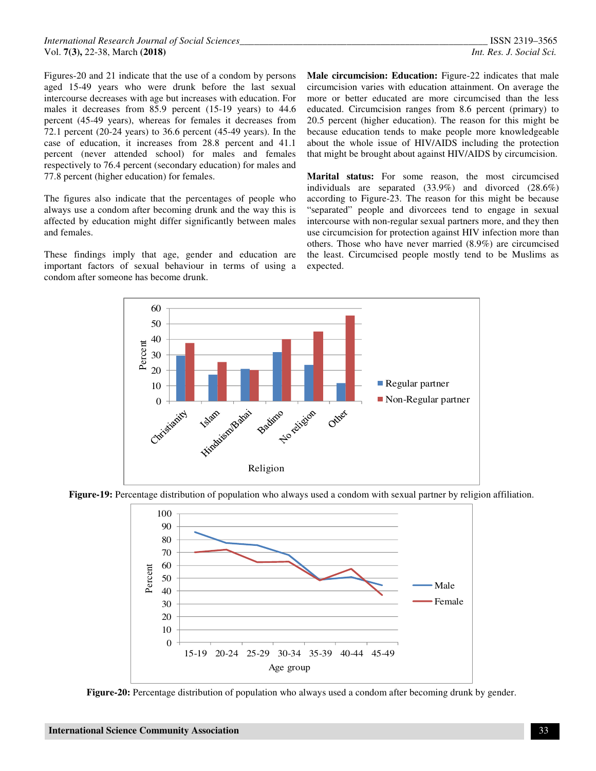Figures-20 and 21 indicate that the use of a condom by persons aged 15-49 years who were drunk before the last sexual intercourse decreases with age but increases with education. For males it decreases from 85.9 percent (15-19 years) to 44.6 percent (45-49 years), whereas for females it decreases from 72.1 percent (20-24 years) to 36.6 percent (45-49 years). In the case of education, it increases from 28.8 percent and 41.1 percent (never attended school) for males and females respectively to 76.4 percent (secondary education) for males and 77.8 percent (higher education) for females.

The figures also indicate that the percentages of people who always use a condom after becoming drunk and the way this is affected by education might differ significantly between males and females.

These findings imply that age, gender and education are important factors of sexual behaviour in terms of using a condom after someone has become drunk.

**Male circumcision: Education:** Figure-22 indicates that male circumcision varies with education attainment. On average the more or better educated are more circumcised than the less educated. Circumcision ranges from 8.6 percent (primary) to 20.5 percent (higher education). The reason for this might be because education tends to make people more knowledgeable about the whole issue of HIV/AIDS including the protection that might be brought about against HIV/AIDS by circumcision.

**Marital status:** For some reason, the most circumcised individuals are separated (33.9%) and divorced (28.6%) according to Figure-23. The reason for this might be because "separated" people and divorcees tend to engage in sexual intercourse with non-regular sexual partners more, and they then use circumcision for protection against HIV infection more than others. Those who have never married (8.9%) are circumcised the least. Circumcised people mostly tend to be Muslims as expected.

**Figure-19:** Percentage distribution of population who always used a condom with sexual partner by religion affiliation.

**Figure-20:** Percentage distribution of population who always used a condom after becoming drunk by gender.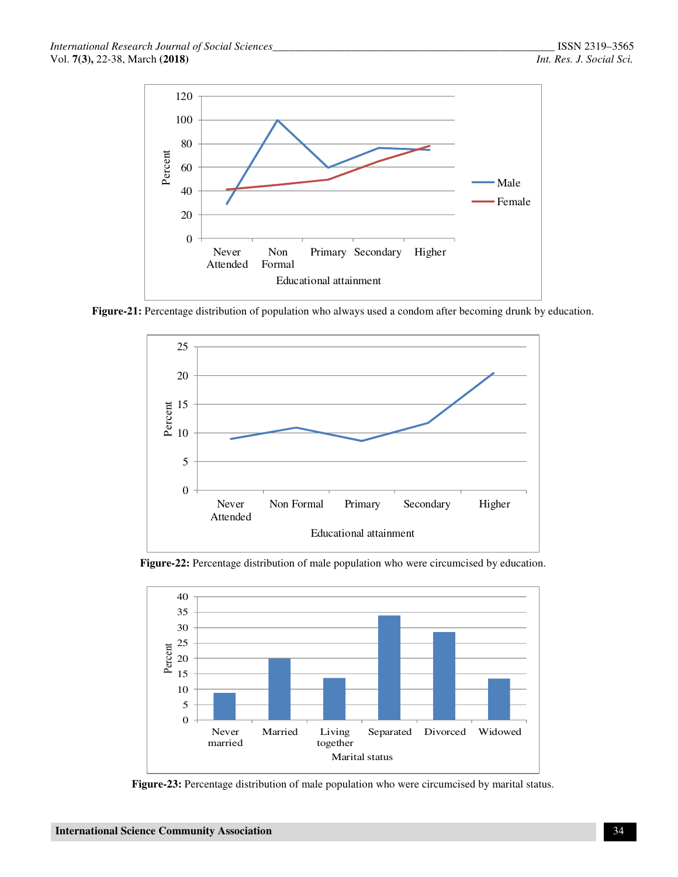Figure-21: Percentage distribution of population who always used a condom after becoming drunk by education.

Figure-22: Percentage distribution of male population who were circumcised by education.

Figure-23: Percentage distribution of male population who were circumcised by marital status.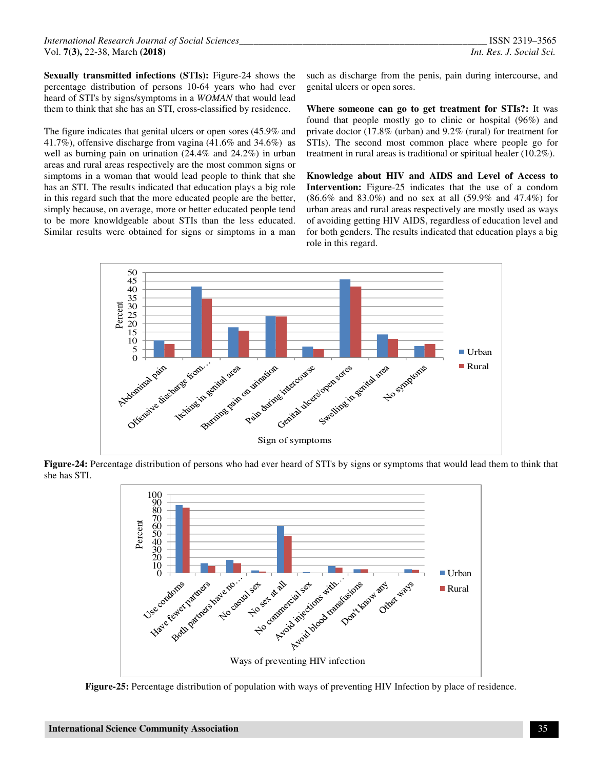**Sexually transmitted infections (STIs):** Figure-24 shows the percentage distribution of persons 10-64 years who had ever heard of STI's by signs/symptoms in a *WOMAN* that would lead them to think that she has an STI, cross-classified by residence.

The figure indicates that genital ulcers or open sores (45.9% and 41.7%), offensive discharge from vagina (41.6% and 34.6%) as well as burning pain on urination (24.4% and 24.2%) in urban areas and rural areas respectively are the most common signs or simptoms in a woman that would lead people to think that she has an STI. The results indicated that education plays a big role in this regard such that the more educated people are the better, simply because, on average, more or better educated people tend to be more knowldgeable about STIs than the less educated. Similar results were obtained for signs or simptoms in a man such as discharge from the penis, pain during intercourse, and genital ulcers or open sores.

**Where someone can go to get treatment for STIs?:** It was found that people mostly go to clinic or hospital (96%) and private doctor (17.8% (urban) and 9.2% (rural) for treatment for STIs). The second most common place where people go for treatment in rural areas is traditional or spiritual healer (10.2%).

**Knowledge about HIV and AIDS and Level of Access to Intervention:** Figure-25 indicates that the use of a condom (86.6% and 83.0%) and no sex at all (59.9% and 47.4%) for urban areas and rural areas respectively are mostly used as ways of avoiding getting HIV AIDS, regardless of education level and for both genders. The results indicated that education plays a big role in this regard.

**Figure-24:** Percentage distribution of persons who had ever heard of STI's by signs or symptoms that would lead them to think that she has STI.

**Figure-25:** Percentage distribution of population with ways of preventing HIV Infection by place of residence.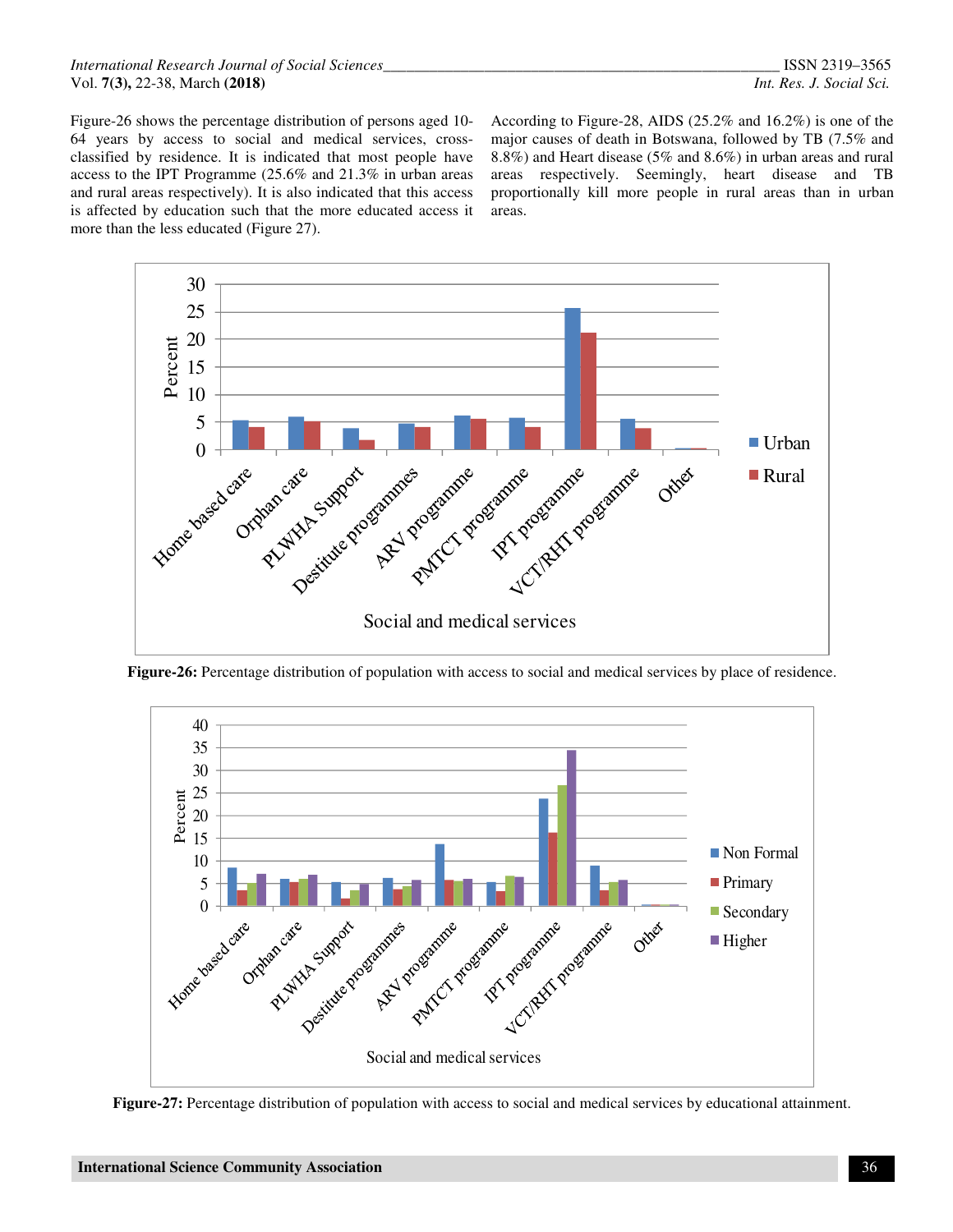Figure-26 shows the percentage distribution of persons aged 10-64 years by access to social and medical services, cross-classified by residence. It is indicated that most people have access to the IPT Programme (25.6% and 21.3% in urban areas and rural areas respectively). It is also indicated that this access is affected by education such that the more educated access it more than the less educated (Figure 27).

According to Figure-28, AIDS (25.2% and 16.2%) is one of the major causes of death in Botswana, followed by TB (7.5% and 8.8%) and Heart disease (5% and 8.6%) in urban areas and rural areas respectively. Seemingly, heart disease and TB proportionally kill more people in rural areas than in urban areas.

**Figure-26:** Percentage distribution of population with access to social and medical services by place of residence.

**Figure-27:** Percentage distribution of population with access to social and medical services by educational attainment.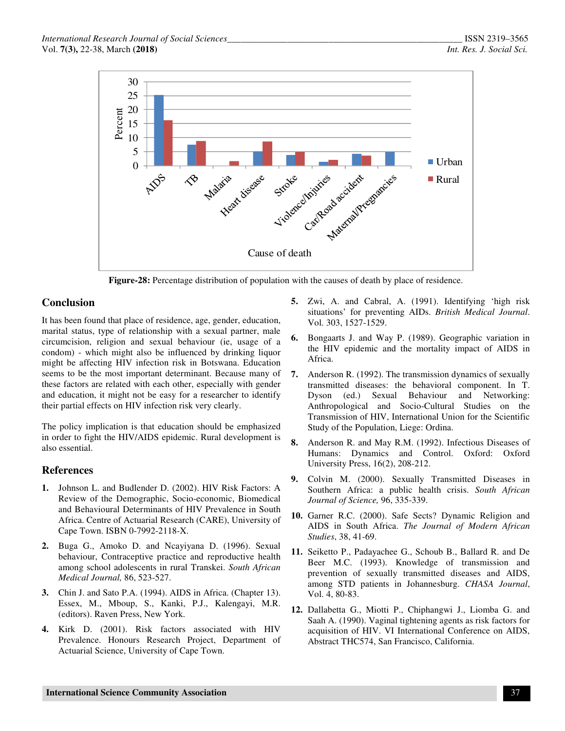Figure-28: Percentage distribution of population with the causes of death by place of residence.

## Conclusion

It has been found that place of residence, age, gender, education, marital status, type of relationship with a sexual partner, male circumcision, religion and sexual behaviour (ie, usage of a condom) - which might also be influenced by drinking liquor might be affecting HIV infection risk in Botswana. Education seems to be the most important determinant. Because many of these factors are related with each other, especially with gender and education, it might not be easy for a researcher to identify their partial effects on HIV infection risk very clearly.

The policy implication is that education should be emphasized in order to fight the HIV/AIDS epidemic. Rural development is also essential.

## References

1. Johnson L. and Budlender D. (2002). HIV Risk Factors: A Review of the Demographic, Socio-economic, Biomedical and Behavioural Determinants of HIV Prevalence in South Africa. Centre of Actuarial Research (CARE), University of Cape Town. ISBN 0-7992-2118-X.
2. Buga G., Amoko D. and Ncayiyana D. (1996). Sexual behaviour, Contraceptive practice and reproductive health among school adolescents in rural Transkei. *South African Medical Journal,* 86, 523-527.
3. Chin J. and Sato P.A. (1994). AIDS in Africa. (Chapter 13). Essex, M., Mboup, S., Kanki, P.J., Kalengayi, M.R. (editors). Raven Press, New York.
4. Kirk D. (2001). Risk factors associated with HIV Prevalence. Honours Research Project, Department of Actuarial Science, University of Cape Town.
5. Zwi, A. and Cabral, A. (1991). Identifying 'high risk situations' for preventing AIDs. *British Medical Journal*. Vol. 303, 1527-1529.
6. Bongaarts J. and Way P. (1989). Geographic variation in the HIV epidemic and the mortality impact of AIDS in Africa.
7. Anderson R. (1992). The transmission dynamics of sexually transmitted diseases: the behavioral component. In T. Dyson (ed.) Sexual Behaviour and Networking: Anthropological and Socio-Cultural Studies on the Transmission of HIV, International Union for the Scientific Study of the Population, Liege: Ordina.
8. Anderson R. and May R.M. (1992). Infectious Diseases of Humans: Dynamics and Control. Oxford: Oxford University Press, 16(2), 208-212.
9. Colvin M. (2000). Sexually Transmitted Diseases in Southern Africa: a public health crisis. *South African Journal of Science,* 96, 335-339.
10. Garner R.C. (2000). Safe Sects? Dynamic Religion and AIDS in South Africa. *The Journal of Modern African Studies*, 38, 41-69.
11. Seiketto P., Padayachee G., Schoub B., Ballard R. and De Beer M.C. (1993). Knowledge of transmission and prevention of sexually transmitted diseases and AIDS, among STD patients in Johannesburg. *CHASA Journal*, Vol. 4, 80-83.
12. Dallabetta G., Miotti P., Chiphangwi J., Liomba G. and Saah A. (1990). Vaginal tightening agents as risk factors for acquisition of HIV. VI International Conference on AIDS, Abstract THC574, San Francisco, California.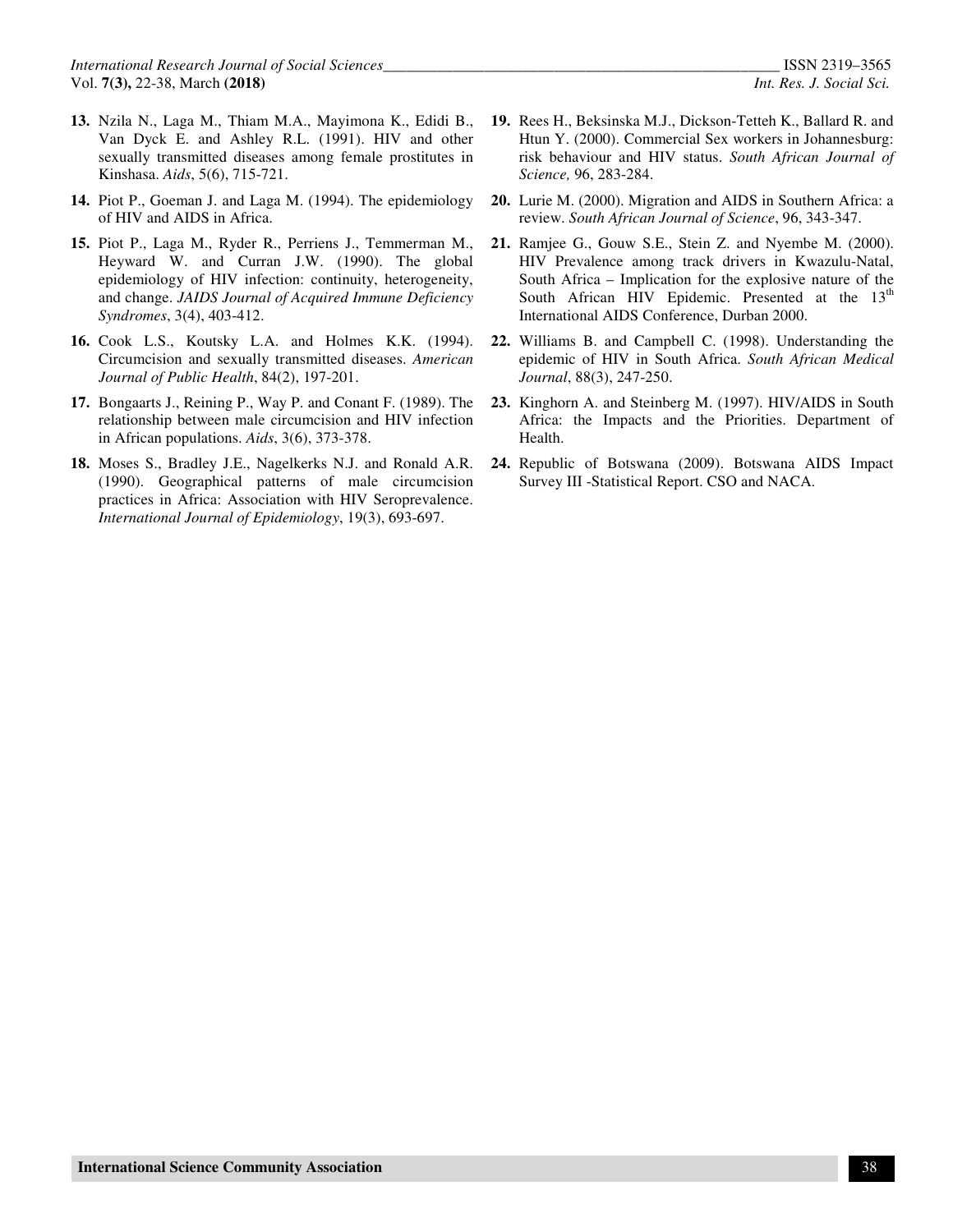13. Nzila N., Laga M., Thiam M.A., Mayimona K., Edidi B., Van Dyck E. and Ashley R.L. (1991). HIV and other sexually transmitted diseases among female prostitutes in Kinshasa. *Aids*, 5(6), 715-721.

14. Piot P., Goeman J. and Laga M. (1994). The epidemiology of HIV and AIDS in Africa.

15. Piot P., Laga M., Ryder R., Perriens J., Temmerman M., Heyward W. and Curran J.W. (1990). The global epidemiology of HIV infection: continuity, heterogeneity, and change. *JAIDS Journal of Acquired Immune Deficiency Syndromes*, 3(4), 403-412.

16. Cook L.S., Koutsky L.A. and Holmes K.K. (1994). Circumcision and sexually transmitted diseases. *American Journal of Public Health*, 84(2), 197-201.

17. Bongaarts J., Reining P., Way P. and Conant F. (1989). The relationship between male circumcision and HIV infection in African populations. *Aids*, 3(6), 373-378.

18. Moses S., Bradley J.E., Nagelkerks N.J. and Ronald A.R. (1990). Geographical patterns of male circumcision practices in Africa: Association with HIV Seroprevalence. *International Journal of Epidemiology*, 19(3), 693-697.

19. Rees H., Beksinska M.J., Dickson-Tetteh K., Ballard R. and Htun Y. (2000). Commercial Sex workers in Johannesburg: risk behaviour and HIV status. *South African Journal of Science,* 96, 283-284.

20. Lurie M. (2000). Migration and AIDS in Southern Africa: a review. *South African Journal of Science*, 96, 343-347.

21. Ramjee G., Gouw S.E., Stein Z. and Nyembe M. (2000). HIV Prevalence among track drivers in Kwazulu-Natal, South Africa – Implication for the explosive nature of the South African HIV Epidemic. Presented at the 13th International AIDS Conference, Durban 2000.

22. Williams B. and Campbell C. (1998). Understanding the epidemic of HIV in South Africa. *South African Medical Journal*, 88(3), 247-250.

23. Kinghorn A. and Steinberg M. (1997). HIV/AIDS in South Africa: the Impacts and the Priorities. Department of Health.

24. Republic of Botswana (2009). Botswana AIDS Impact Survey III -Statistical Report. CSO and NACA.